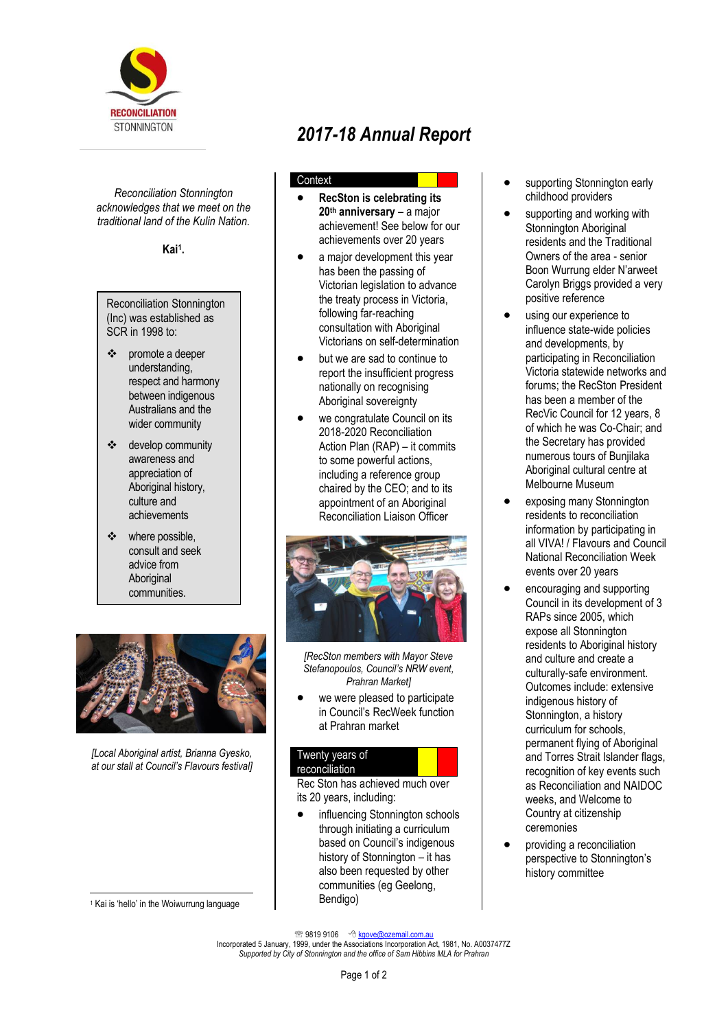RECONCILIATION STONNINGTON

# 2017-18 Annual Report

*Reconciliation Stonnington acknowledges that we meet on the traditional land of the Kulin Nation.*

**Kai[1].**

Reconciliation Stonnington (Inc) was established as SCR in 1998 to:

- promote a deeper understanding, respect and harmony between indigenous Australians and the wider community
- develop community awareness and appreciation of Aboriginal history, culture and achievements
- where possible, consult and seek advice from Aboriginal communities.

*[Local Aboriginal artist, Brianna Gyesko, at our stall at Council's Flavours festival]*

[1] Kai is 'hello' in the Woiwurrung language

## Context

- **RecSton is celebrating its 20th anniversary** – a major achievement! See below for our achievements over 20 years
- a major development this year has been the passing of Victorian legislation to advance the treaty process in Victoria, following far-reaching consultation with Aboriginal Victorians on self-determination
- but we are sad to continue to report the insufficient progress nationally on recognising Aboriginal sovereignty
- we congratulate Council on its 2018-2020 Reconciliation Action Plan (RAP) – it commits to some powerful actions, including a reference group chaired by the CEO; and to its appointment of an Aboriginal Reconciliation Liaison Officer

*[RecSton members with Mayor Steve Stefanopoulos, Council's NRW event, Prahran Market]*

- we were pleased to participate in Council's RecWeek function at Prahran market

## Twenty years of reconciliation

Rec Ston has achieved much over its 20 years, including:

- influencing Stonnington schools through initiating a curriculum based on Council's indigenous history of Stonnington – it has also been requested by other communities (eg Geelong, Bendigo)
- supporting Stonnington early childhood providers
- supporting and working with Stonnington Aboriginal residents and the Traditional Owners of the area - senior Boon Wurrung elder N'arweet Carolyn Briggs provided a very positive reference
- using our experience to influence state-wide policies and developments, by participating in Reconciliation Victoria statewide networks and forums; the RecSton President has been a member of the RecVic Council for 12 years, 8 of which he was Co-Chair; and the Secretary has provided numerous tours of Bunjilaka Aboriginal cultural centre at Melbourne Museum
- exposing many Stonnington residents to reconciliation information by participating in all VIVA! / Flavours and Council National Reconciliation Week events over 20 years
- encouraging and supporting Council in its development of 3 RAPs since 2005, which expose all Stonnington residents to Aboriginal history and culture and create a culturally-safe environment. Outcomes include: extensive indigenous history of Stonnington, a history curriculum for schools, permanent flying of Aboriginal and Torres Strait Islander flags, recognition of key events such as Reconciliation and NAIDOC weeks, and Welcome to Country at citizenship ceremonies
- providing a reconciliation perspective to Stonnington's history committee

☏ 9819 9106 ✉ kgove@ozemail.com.au
Incorporated 5 January, 1999, under the Associations Incorporation Act, 1981, No. A0037477Z
*Supported by City of Stonnington and the office of Sam Hibbins MLA for Prahran*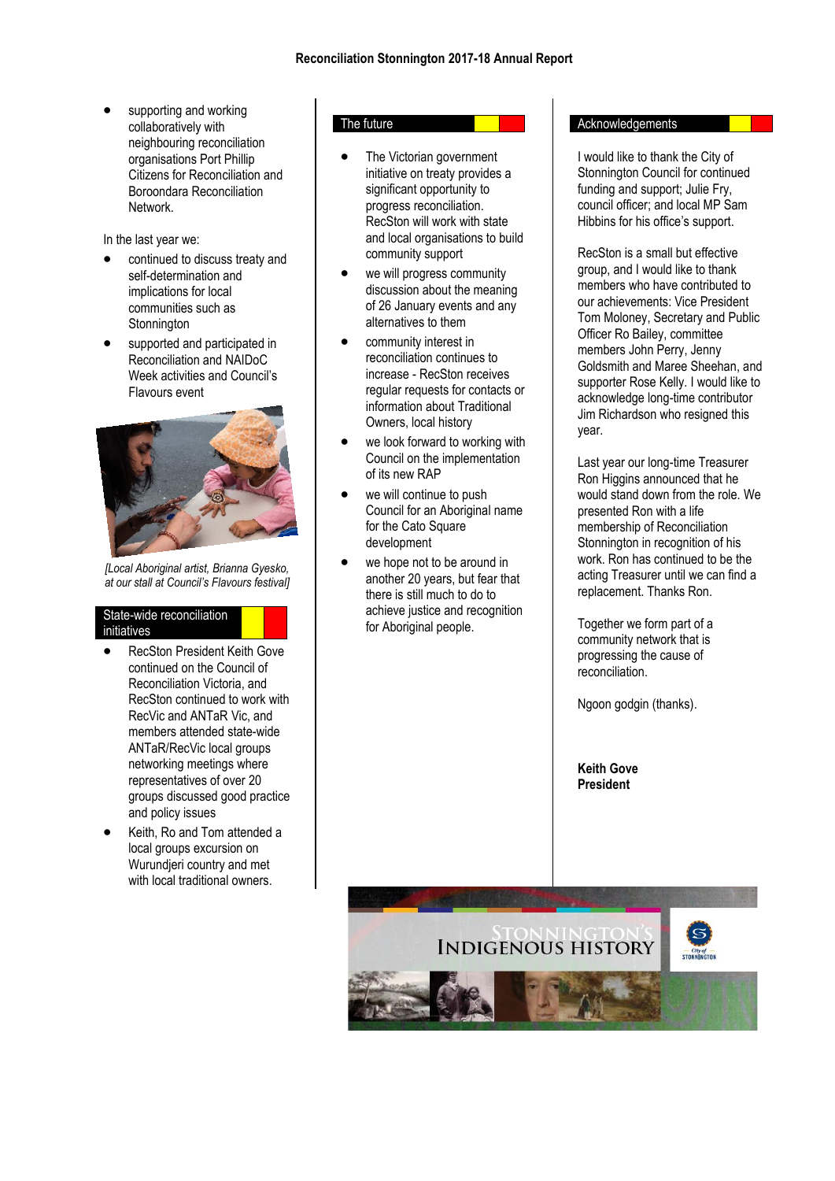- supporting and working collaboratively with neighbouring reconciliation organisations Port Phillip Citizens for Reconciliation and Boroondara Reconciliation Network.

In the last year we:

- continued to discuss treaty and self-determination and implications for local communities such as Stonnington
- supported and participated in Reconciliation and NAIDoC Week activities and Council's Flavours event

*[Local Aboriginal artist, Brianna Gyesko, at our stall at Council's Flavours festival]*

## State-wide reconciliation initiatives

- RecSton President Keith Gove continued on the Council of Reconciliation Victoria, and RecSton continued to work with RecVic and ANTaR Vic, and members attended state-wide ANTaR/RecVic local groups networking meetings where representatives of over 20 groups discussed good practice and policy issues
- Keith, Ro and Tom attended a local groups excursion on Wurundjeri country and met with local traditional owners.

## The future

- The Victorian government initiative on treaty provides a significant opportunity to progress reconciliation. RecSton will work with state and local organisations to build community support
- we will progress community discussion about the meaning of 26 January events and any alternatives to them
- community interest in reconciliation continues to increase - RecSton receives regular requests for contacts or information about Traditional Owners, local history
- we look forward to working with Council on the implementation of its new RAP
- we will continue to push Council for an Aboriginal name for the Cato Square development
- we hope not to be around in another 20 years, but fear that there is still much to do to achieve justice and recognition for Aboriginal people.

## Acknowledgements

I would like to thank the City of Stonnington Council for continued funding and support; Julie Fry, council officer; and local MP Sam Hibbins for his office's support.

RecSton is a small but effective group, and I would like to thank members who have contributed to our achievements: Vice President Tom Moloney, Secretary and Public Officer Ro Bailey, committee members John Perry, Jenny Goldsmith and Maree Sheehan, and supporter Rose Kelly. I would like to acknowledge long-time contributor Jim Richardson who resigned this year.

Last year our long-time Treasurer Ron Higgins announced that he would stand down from the role. We presented Ron with a life membership of Reconciliation Stonnington in recognition of his work. Ron has continued to be the acting Treasurer until we can find a replacement. Thanks Ron.

Together we form part of a community network that is progressing the cause of reconciliation.

Ngoon godgin (thanks).

**Keith Gove**
**President**

STONNINGTON'S INDIGENOUS HISTORY

City of STONNINGTON